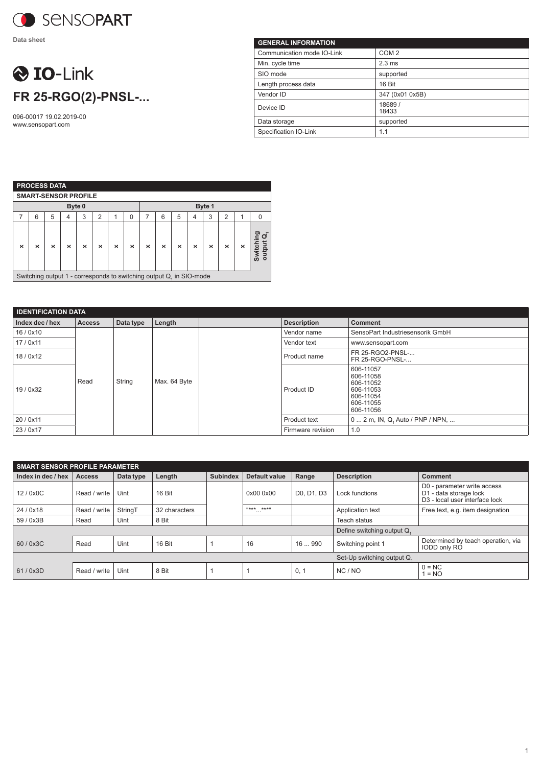SENSOPART

Data sheet

# IO-Link

## FR 25-RGO(2)-PNSL-...

096-00017 19.02.2019-00
www.sensopart.com

| GENERAL INFORMATION | |
|---|---|
| Communication mode IO-Link | COM 2 |
| Min. cycle time | 2.3 ms |
| SIO mode | supported |
| Length process data | 16 Bit |
| Vendor ID | 347 (0x01 0x5B) |
| Device ID | 18689 / 18433 |
| Data storage | supported |
| Specification IO-Link | 1.1 |

| PROCESS DATA | | | | | | | | | | | | | | | |
|---|---|---|---|---|---|---|---|---|---|---|---|---|---|---|---|
| SMART-SENSOR PROFILE | | | | | | | | | | | | | | | |
| Byte 0 | | | | | | | | Byte 1 | | | | | | | |
| 7 | 6 | 5 | 4 | 3 | 2 | 1 | 0 | 7 | 6 | 5 | 4 | 3 | 2 | 1 | 0 |
| x | x | x | x | x | x | x | x | x | x | x | x | x | x | x | Switching output $Q_1$ |
| Switching output 1 - corresponds to switching output $Q_1$ in SIO-mode | | | | | | | | | | | | | | | |

| IDENTIFICATION DATA | | | | | | |
|---|---|---|---|---|---|---|
| Index dec / hex | Access | Data type | Length | | Description | Comment |
| 16 / 0x10 | Read | String | Max. 64 Byte | | Vendor name | SensoPart Industriesensorik GmbH |
| 17 / 0x11 | | | | | Vendor text | www.sensopart.com |
| 18 / 0x12 | | | | | Product name | FR 25-RGO2-PNSL-... FR 25-RGO-PNSL-... |
| 19 / 0x32 | | | | | Product ID | 606-11057 606-11058 606-11052 606-11053 606-11054 606-11055 606-11056 |
| 20 / 0x11 | | | | | Product text | 0 ... 2 m, IN, $Q_1$ Auto / PNP / NPN, ... |
| 23 / 0x17 | | | | | Firmware revision | 1.0 |

| SMART SENSOR PROFILE PARAMETER | | | | | | | | |
|---|---|---|---|---|---|---|---|---|
| Index in dec / hex | Access | Data type | Length | Subindex | Default value | Range | Description | Comment |
| 12 / 0x0C | Read / write | Uint | 16 Bit | | 0x00 0x00 | D0, D1, D3 | Lock functions | D0 - parameter write access D1 - data storage lock D3 - local user interface lock |
| 24 / 0x18 | Read / write | StringT | 32 characters | | "***...***" | | Application text | Free text, e.g. item designation |
| 59 / 0x3B | Read | Uint | 8 Bit | | | | Teach status | |
| | | | | | | | Define switching output $Q_1$ | |
| 60 / 0x3C | Read | Uint | 16 Bit | 1 | 16 | 16 ... 990 | Switching point 1 | Determined by teach operation, via IODD only RO |
| | | | | | | | Set-Up switching output $Q_1$ | |
| 61 / 0x3D | Read / write | Uint | 8 Bit | 1 | 1 | 0, 1 | NC / NO | 0 = NC 1 = NO |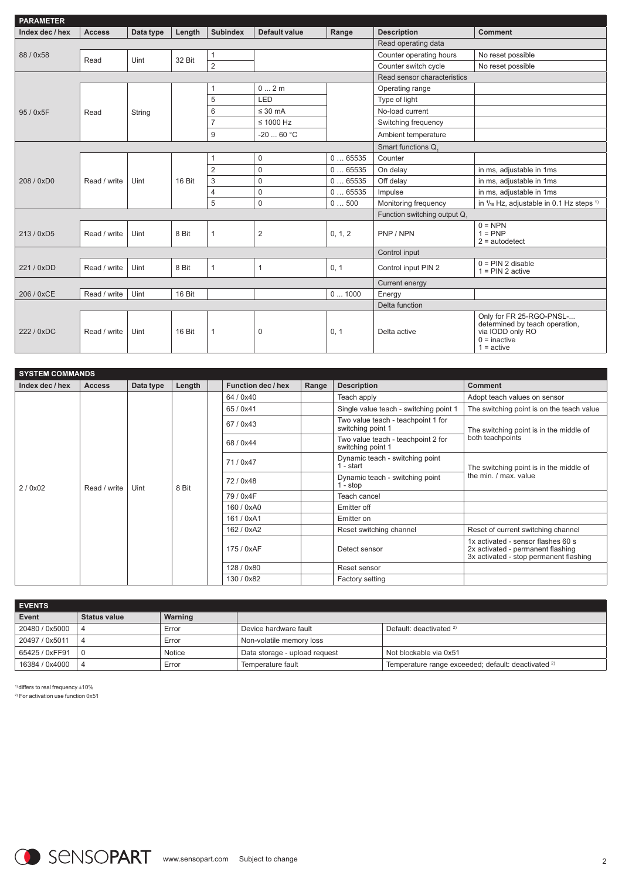## PARAMETER

| Index dec / hex | Access | Data type | Length | Subindex | Default value | Range | Description | Comment |
|---|---|---|---|---|---|---|---|---|
| | | | | | | | Read operating data | |
| 88 / 0x58 | Read | Uint | 32 Bit | 1 | | | Counter operating hours | No reset possible |
| | | | | 2 | | | Counter switch cycle | No reset possible |
| | | | | | | | Read sensor characteristics | |
| 95 / 0x5F | Read | String | | 1 | 0 ... 2 m | | Operating range | |
| | | | | 5 | LED | | Type of light | |
| | | | | 6 | ≤ 30 mA | | No-load current | |
| | | | | 7 | ≤ 1000 Hz | | Switching frequency | |
| | | | | 9 | -20 ... 60 °C | | Ambient temperature | |
| | | | | | | | Smart functions $Q_1$ | |
| 208 / 0xD0 | Read / write | Uint | 16 Bit | 1 | 0 | 0 … 65535 | Counter | |
| | | | | 2 | 0 | 0 … 65535 | On delay | in ms, adjustable in 1ms |
| | | | | 3 | 0 | 0 … 65535 | Off delay | in ms, adjustable in 1ms |
| | | | | 4 | 0 | 0 … 65535 | Impulse | in ms, adjustable in 1ms |
| | | | | 5 | 0 | 0 … 500 | Monitoring frequency | in 1/10 Hz, adjustable in 0.1 Hz steps [1] |
| | | | | | | | Function switching output $Q_1$ | |
| 213 / 0xD5 | Read / write | Uint | 8 Bit | 1 | 2 | 0, 1, 2 | PNP / NPN | 0 = NPN<br>1 = PNP<br>2 = autodetect |
| | | | | | | | Control input | |
| 221 / 0xDD | Read / write | Uint | 8 Bit | 1 | 1 | 0, 1 | Control input PIN 2 | 0 = PIN 2 disable<br>1 = PIN 2 active |
| | | | | | | | Current energy | |
| 206 / 0xCE | Read / write | Uint | 16 Bit | | | 0 ... 1000 | Energy | |
| | | | | | | | Delta function | |
| 222 / 0xDC | Read / write | Uint | 16 Bit | 1 | 0 | 0, 1 | Delta active | Only for FR 25-RGO-PNSL-... determined by teach operation, via IODD only RO<br>0 = inactive<br>1 = active |

## SYSTEM COMMANDS

| Index dec / hex | Access | Data type | Length | Function dec / hex | Range | Description | Comment |
|---|---|---|---|---|---|---|---|
| 2 / 0x02 | Read / write | Uint | 8 Bit | 64 / 0x40 | | Teach apply | Adopt teach values on sensor |
| | | | | 65 / 0x41 | | Single value teach - switching point 1 | The switching point is on the teach value |
| | | | | 67 / 0x43 | | Two value teach - teachpoint 1 for switching point 1 | The switching point is in the middle of both teachpoints |
| | | | | 68 / 0x44 | | Two value teach - teachpoint 2 for switching point 1 | |
| | | | | 71 / 0x47 | | Dynamic teach - switching point 1 - start | The switching point is in the middle of the min. / max. value |
| | | | | 72 / 0x48 | | Dynamic teach - switching point 1 - stop | |
| | | | | 79 / 0x4F | | Teach cancel | |
| | | | | 160 / 0xA0 | | Emitter off | |
| | | | | 161 / 0xA1 | | Emitter on | |
| | | | | 162 / 0xA2 | | Reset switching channel | Reset of current switching channel |
| | | | | 175 / 0xAF | | Detect sensor | 1x activated - sensor flashes 60 s<br>2x activated - permanent flashing<br>3x activated - stop permanent flashing |
| | | | | 128 / 0x80 | | Reset sensor | |
| | | | | 130 / 0x82 | | Factory setting | |

## EVENTS

| Event | Status value | Warning | | |
|---|---|---|---|---|
| 20480 / 0x5000 | 4 | Error | Device hardware fault | Default: deactivated [2] |
| 20497 / 0x5011 | 4 | Error | Non-volatile memory loss | |
| 65425 / 0xFF91 | 0 | Notice | Data storage - upload request | Not blockable via 0x51 |
| 16384 / 0x4000 | 4 | Error | Temperature fault | Temperature range exceeded; default: deactivated [2] |

[1] differs to real frequency ±10%

[2] For activation use function 0x51

www.sensopart.com Subject to change